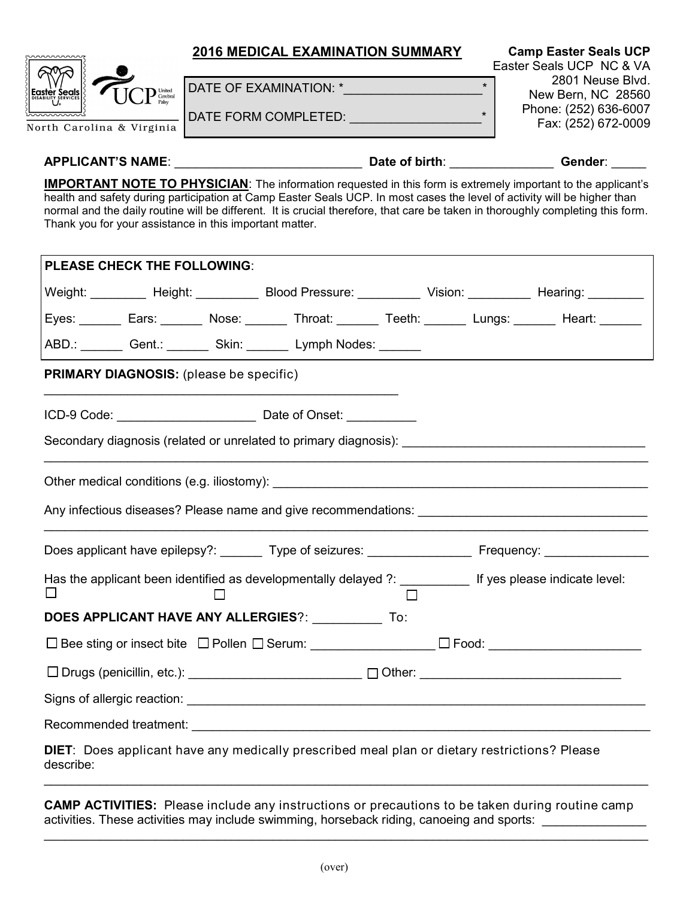North Carolina & Virginia

# 2016 MEDICAL EXAMINATION SUMMARY

DATE OF EXAMINATION: *___________________*

DATE FORM COMPLETED: ___________________*

**Camp Easter Seals UCP**
Easter Seals UCP NC & VA
2801 Neuse Blvd.
New Bern, NC 28560
Phone: (252) 636-6007
Fax: (252) 672-0009

**APPLICANT'S NAME**: ___________________________ **Date of birth**: _______________ **Gender**: _____

**IMPORTANT NOTE TO PHYSICIAN**: The information requested in this form is extremely important to the applicant's health and safety during participation at Camp Easter Seals UCP. In most cases the level of activity will be higher than normal and the daily routine will be different. It is crucial therefore, that care be taken in thoroughly completing this form. Thank you for your assistance in this important matter.

**PLEASE CHECK THE FOLLOWING**:

Weight: ________ Height: _________ Blood Pressure: _________ Vision: _________ Hearing: ________

Eyes: ______ Ears: ______ Nose: ______ Throat: ______ Teeth: ______ Lungs: ______ Heart: ______

ABD.: ______ Gent.: ______ Skin: ______ Lymph Nodes: ______

**PRIMARY DIAGNOSIS:** (please be specific)

____________________________________________________

ICD-9 Code: ____________________ Date of Onset: __________

Secondary diagnosis (related or unrelated to primary diagnosis): ___________________________________

_____________________________________________________________________________________

Other medical conditions (e.g. iliostomy): ___________________________________________________

Any infectious diseases? Please name and give recommendations: _________________________________

_____________________________________________________________________________________

Does applicant have epilepsy?: ______ Type of seizures: _______________ Frequency: _______________

Has the applicant been identified as developmentally delayed ?: __________ If yes please indicate level:

☐ ☐ ☐

**DOES APPLICANT HAVE ANY ALLERGIES**?: __________ To:

☐ Bee sting or insect bite ☐ Pollen ☐ Serum: _________________ ☐ Food: _____________________

☐ Drugs (penicillin, etc.): ________________________ ☐ Other: ____________________________

Signs of allergic reaction: _________________________________________________________________

Recommended treatment: _________________________________________________________________

**DIET**: Does applicant have any medically prescribed meal plan or dietary restrictions? Please describe:

_____________________________________________________________________________________

**CAMP ACTIVITIES:** Please include any instructions or precautions to be taken during routine camp activities. These activities may include swimming, horseback riding, canoeing and sports: ______________

_____________________________________________________________________________________

(over)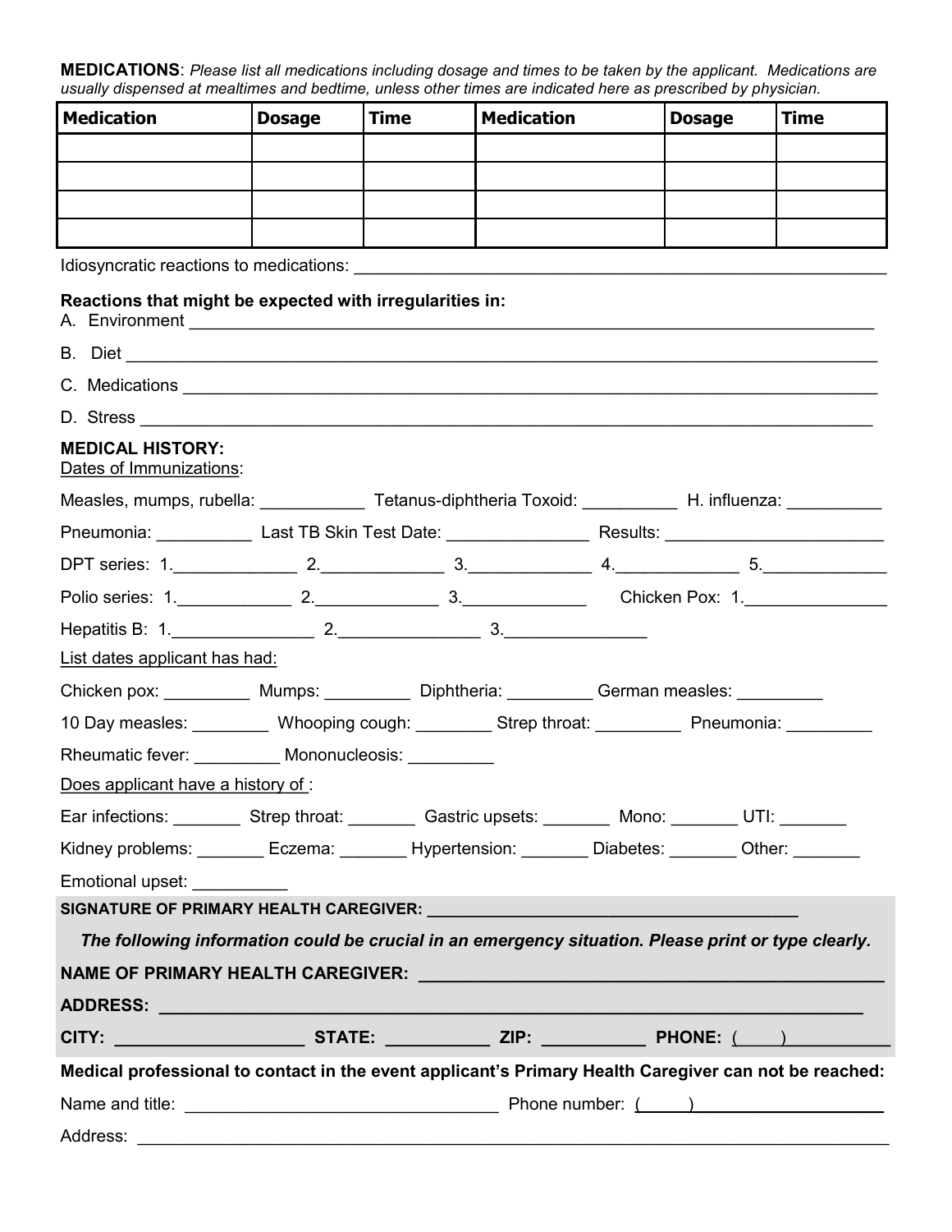**MEDICATIONS**: *Please list all medications including dosage and times to be taken by the applicant. Medications are usually dispensed at mealtimes and bedtime, unless other times are indicated here as prescribed by physician.*

| Medication | Dosage | Time | Medication | Dosage | Time |
|---|---|---|---|---|---|
| | | | | | |
| | | | | | |
| | | | | | |
| | | | | | |

Idiosyncratic reactions to medications: ____________________________________________

**Reactions that might be expected with irregularities in:**

A. Environment ____________________________________________

B. Diet ____________________________________________

C. Medications ____________________________________________

D. Stress ____________________________________________

**MEDICAL HISTORY:**

Dates of Immunizations:

Measles, mumps, rubella: ___________ Tetanus-diphtheria Toxoid: __________ H. influenza: __________

Pneumonia: __________ Last TB Skin Test Date: _______________ Results: _______________________

DPT series: 1._____________ 2._____________ 3._____________ 4._____________ 5._____________

Polio series: 1.____________ 2._____________ 3._____________ Chicken Pox: 1._______________

Hepatitis B: 1._______________ 2._______________ 3._______________

List dates applicant has had:

Chicken pox: _________ Mumps: _________ Diphtheria: _________ German measles: _________

10 Day measles: ________ Whooping cough: ________ Strep throat: _________ Pneumonia: _________

Rheumatic fever: _________ Mononucleosis: _________

Does applicant have a history of :

Ear infections: _______ Strep throat: _______ Gastric upsets: _______ Mono: _______ UTI: _______

Kidney problems: _______ Eczema: _______ Hypertension: _______ Diabetes: _______ Other: _______

Emotional upset: __________

**SIGNATURE OF PRIMARY HEALTH CAREGIVER:** ________________________________________

***The following information could be crucial in an emergency situation. Please print or type clearly.***

**NAME OF PRIMARY HEALTH CAREGIVER:** ________________________________________

**ADDRESS:** ____________________________________________

**CITY:** ____________________ **STATE:** ___________ **ZIP:** ___________ **PHONE:** (____)___________

**Medical professional to contact in the event applicant's Primary Health Caregiver can not be reached:**

Name and title: _________________________________ Phone number: (_____)____________________

Address: ____________________________________________